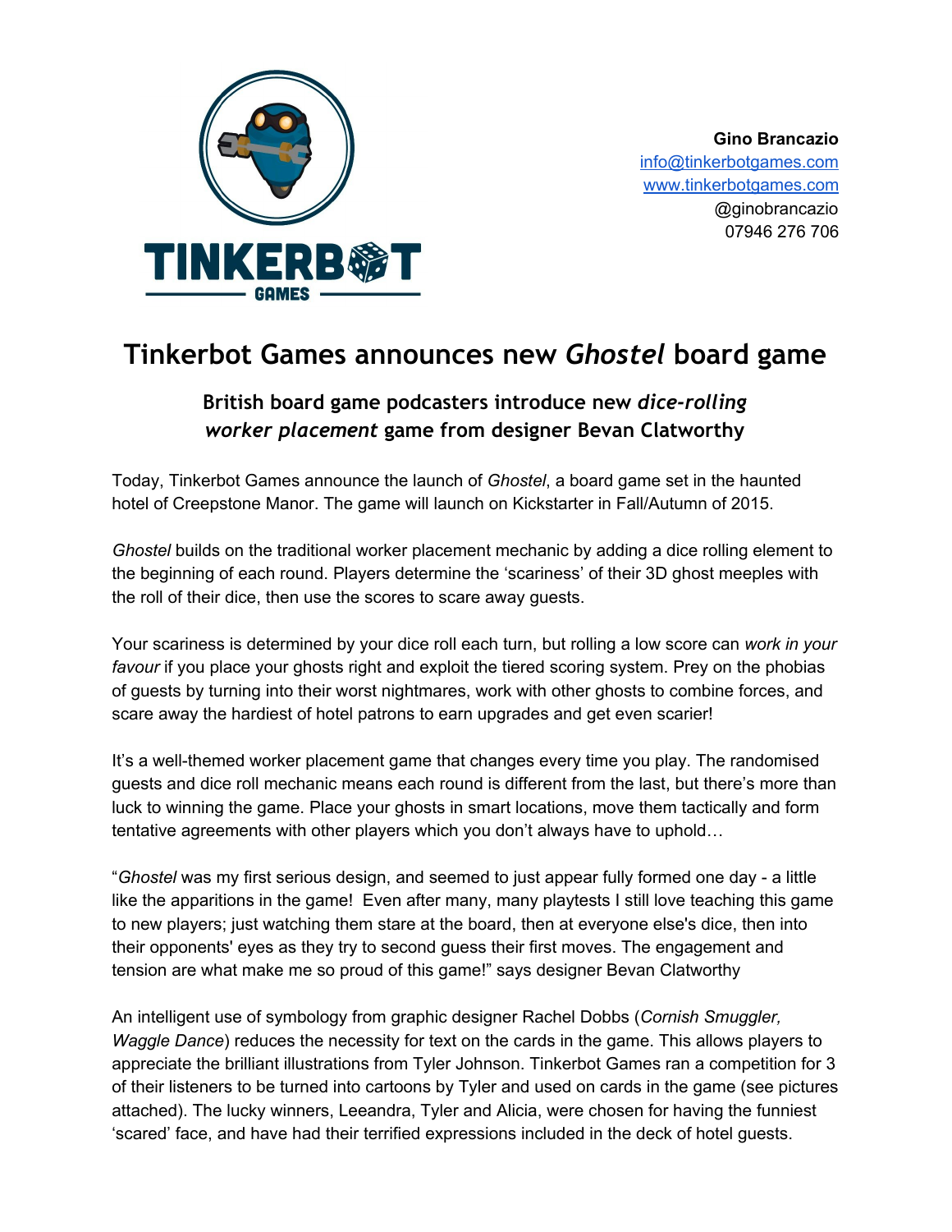**Gino Brancazio**
info@tinkerbotgames.com
www.tinkerbotgames.com
@ginobrancazio
07946 276 706

# Tinkerbot Games announces new *Ghostel* board game

## British board game podcasters introduce new *dice-rolling worker placement* game from designer Bevan Clatworthy

Today, Tinkerbot Games announce the launch of *Ghostel*, a board game set in the haunted hotel of Creepstone Manor. The game will launch on Kickstarter in Fall/Autumn of 2015.

*Ghostel* builds on the traditional worker placement mechanic by adding a dice rolling element to the beginning of each round. Players determine the 'scariness' of their 3D ghost meeples with the roll of their dice, then use the scores to scare away guests.

Your scariness is determined by your dice roll each turn, but rolling a low score can *work in your favour* if you place your ghosts right and exploit the tiered scoring system. Prey on the phobias of guests by turning into their worst nightmares, work with other ghosts to combine forces, and scare away the hardiest of hotel patrons to earn upgrades and get even scarier!

It's a well-themed worker placement game that changes every time you play. The randomised guests and dice roll mechanic means each round is different from the last, but there's more than luck to winning the game. Place your ghosts in smart locations, move them tactically and form tentative agreements with other players which you don't always have to uphold…

"*Ghostel* was my first serious design, and seemed to just appear fully formed one day - a little like the apparitions in the game! Even after many, many playtests I still love teaching this game to new players; just watching them stare at the board, then at everyone else's dice, then into their opponents' eyes as they try to second guess their first moves. The engagement and tension are what make me so proud of this game!" says designer Bevan Clatworthy

An intelligent use of symbology from graphic designer Rachel Dobbs (*Cornish Smuggler, Waggle Dance*) reduces the necessity for text on the cards in the game. This allows players to appreciate the brilliant illustrations from Tyler Johnson. Tinkerbot Games ran a competition for 3 of their listeners to be turned into cartoons by Tyler and used on cards in the game (see pictures attached). The lucky winners, Leeandra, Tyler and Alicia, were chosen for having the funniest 'scared' face, and have had their terrified expressions included in the deck of hotel guests.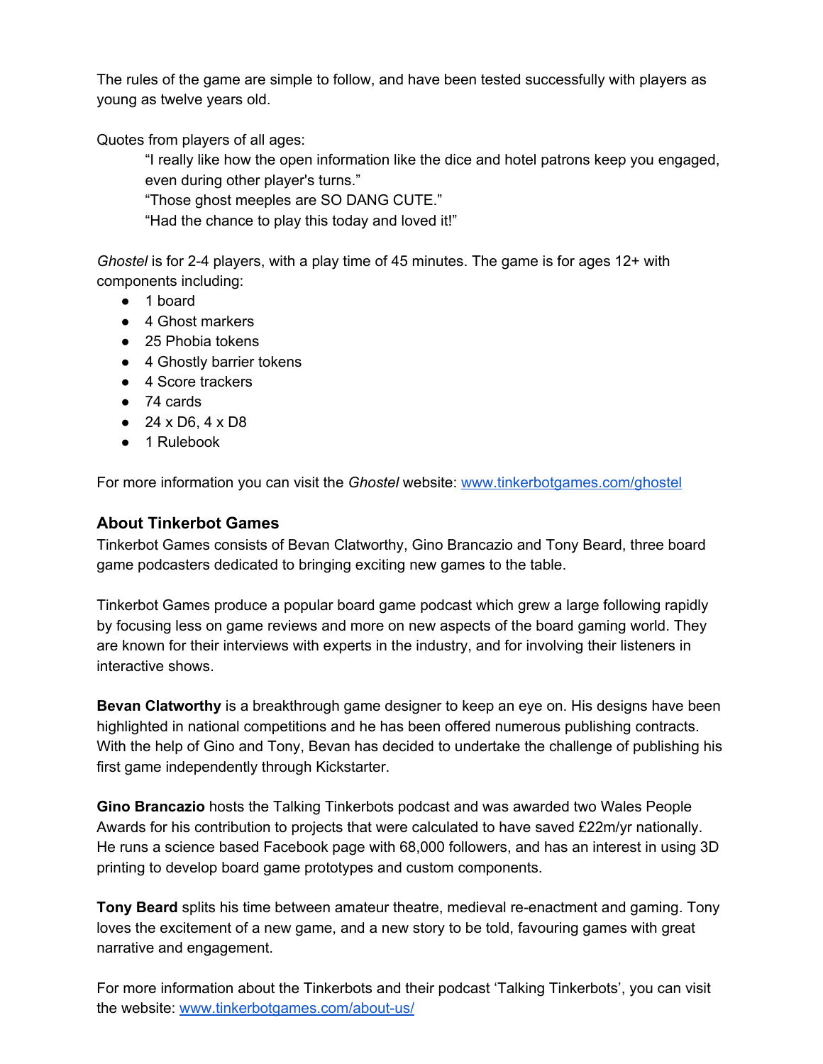The rules of the game are simple to follow, and have been tested successfully with players as young as twelve years old.

Quotes from players of all ages:

> "I really like how the open information like the dice and hotel patrons keep you engaged, even during other player's turns."
> "Those ghost meeples are SO DANG CUTE."
> "Had the chance to play this today and loved it!"

*Ghostel* is for 2-4 players, with a play time of 45 minutes. The game is for ages 12+ with components including:

- 1 board
- 4 Ghost markers
- 25 Phobia tokens
- 4 Ghostly barrier tokens
- 4 Score trackers
- 74 cards
- 24 x D6, 4 x D8
- 1 Rulebook

For more information you can visit the *Ghostel* website: [www.tinkerbotgames.com/ghostel](http://www.tinkerbotgames.com/ghostel)

### About Tinkerbot Games

Tinkerbot Games consists of Bevan Clatworthy, Gino Brancazio and Tony Beard, three board game podcasters dedicated to bringing exciting new games to the table.

Tinkerbot Games produce a popular board game podcast which grew a large following rapidly by focusing less on game reviews and more on new aspects of the board gaming world. They are known for their interviews with experts in the industry, and for involving their listeners in interactive shows.

**Bevan Clatworthy** is a breakthrough game designer to keep an eye on. His designs have been highlighted in national competitions and he has been offered numerous publishing contracts. With the help of Gino and Tony, Bevan has decided to undertake the challenge of publishing his first game independently through Kickstarter.

**Gino Brancazio** hosts the Talking Tinkerbots podcast and was awarded two Wales People Awards for his contribution to projects that were calculated to have saved £22m/yr nationally. He runs a science based Facebook page with 68,000 followers, and has an interest in using 3D printing to develop board game prototypes and custom components.

**Tony Beard** splits his time between amateur theatre, medieval re-enactment and gaming. Tony loves the excitement of a new game, and a new story to be told, favouring games with great narrative and engagement.

For more information about the Tinkerbots and their podcast 'Talking Tinkerbots', you can visit the website: [www.tinkerbotgames.com/about-us/](http://www.tinkerbotgames.com/about-us/)